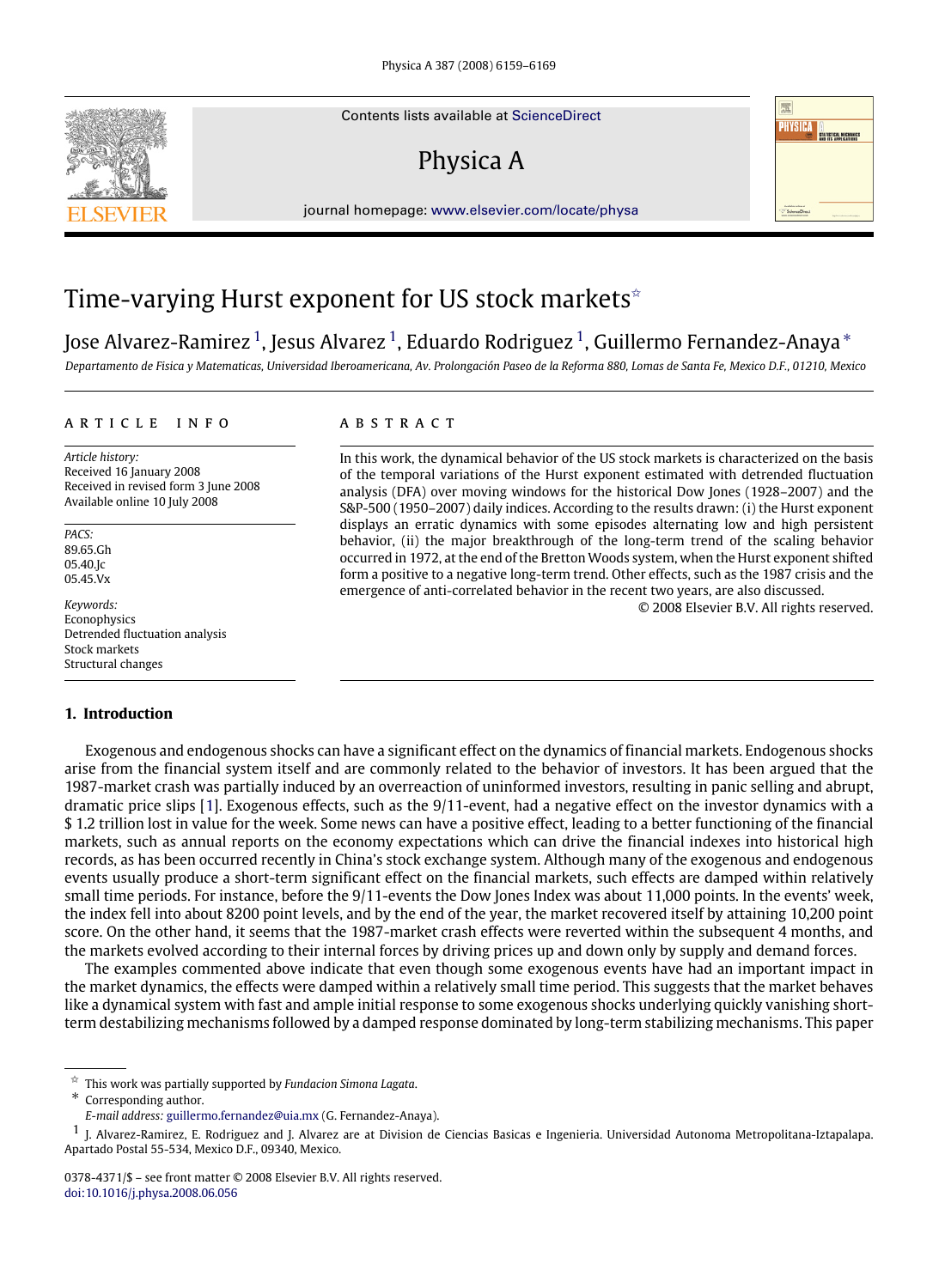# Time-varying Hurst exponent for US stock markets☆

Jose Alvarez-Ramirez [1], Jesus Alvarez [1], Eduardo Rodriguez [1], Guillermo Fernandez-Anaya *

*Departamento de Fisica y Matematicas, Universidad Iberoamericana, Av. Prolongación Paseo de la Reforma 880, Lomas de Santa Fe, Mexico D.F., 01210, Mexico*

## ARTICLE INFO

*Article history:*
Received 16 January 2008
Received in revised form 3 June 2008
Available online 10 July 2008

*PACS:*
89.65.Gh
05.40.Jc
05.45.Vx

*Keywords:*
Econophysics
Detrended fluctuation analysis
Stock markets
Structural changes

## ABSTRACT

In this work, the dynamical behavior of the US stock markets is characterized on the basis of the temporal variations of the Hurst exponent estimated with detrended fluctuation analysis (DFA) over moving windows for the historical Dow Jones (1928–2007) and the S&P-500 (1950–2007) daily indices. According to the results drawn: (i) the Hurst exponent displays an erratic dynamics with some episodes alternating low and high persistent behavior, (ii) the major breakthrough of the long-term trend of the scaling behavior occurred in 1972, at the end of the Bretton Woods system, when the Hurst exponent shifted form a positive to a negative long-term trend. Other effects, such as the 1987 crisis and the emergence of anti-correlated behavior in the recent two years, are also discussed.

© 2008 Elsevier B.V. All rights reserved.

## 1. Introduction

Exogenous and endogenous shocks can have a significant effect on the dynamics of financial markets. Endogenous shocks arise from the financial system itself and are commonly related to the behavior of investors. It has been argued that the 1987-market crash was partially induced by an overreaction of uninformed investors, resulting in panic selling and abrupt, dramatic price slips [1]. Exogenous effects, such as the 9/11-event, had a negative effect on the investor dynamics with a $ 1.2 trillion lost in value for the week. Some news can have a positive effect, leading to a better functioning of the financial markets, such as annual reports on the economy expectations which can drive the financial indexes into historical high records, as has been occurred recently in China's stock exchange system. Although many of the exogenous and endogenous events usually produce a short-term significant effect on the financial markets, such effects are damped within relatively small time periods. For instance, before the 9/11-events the Dow Jones Index was about 11,000 points. In the events' week, the index fell into about 8200 point levels, and by the end of the year, the market recovered itself by attaining 10,200 point score. On the other hand, it seems that the 1987-market crash effects were reverted within the subsequent 4 months, and the markets evolved according to their internal forces by driving prices up and down only by supply and demand forces.

The examples commented above indicate that even though some exogenous events have had an important impact in the market dynamics, the effects were damped within a relatively small time period. This suggests that the market behaves like a dynamical system with fast and ample initial response to some exogenous shocks underlying quickly vanishing short-term destabilizing mechanisms followed by a damped response dominated by long-term stabilizing mechanisms. This paper

☆ This work was partially supported by *Fundacion Simona Lagata*.

\* Corresponding author.
*E-mail address:* guillermo.fernandez@uia.mx (G. Fernandez-Anaya).

[1] J. Alvarez-Ramirez, E. Rodriguez and J. Alvarez are at Division de Ciencias Basicas e Ingenieria. Universidad Autonoma Metropolitana-Iztapalapa. Apartado Postal 55-534, Mexico D.F., 09340, Mexico.

0378-4371/$ – see front matter © 2008 Elsevier B.V. All rights reserved.
doi:10.1016/j.physa.2008.06.056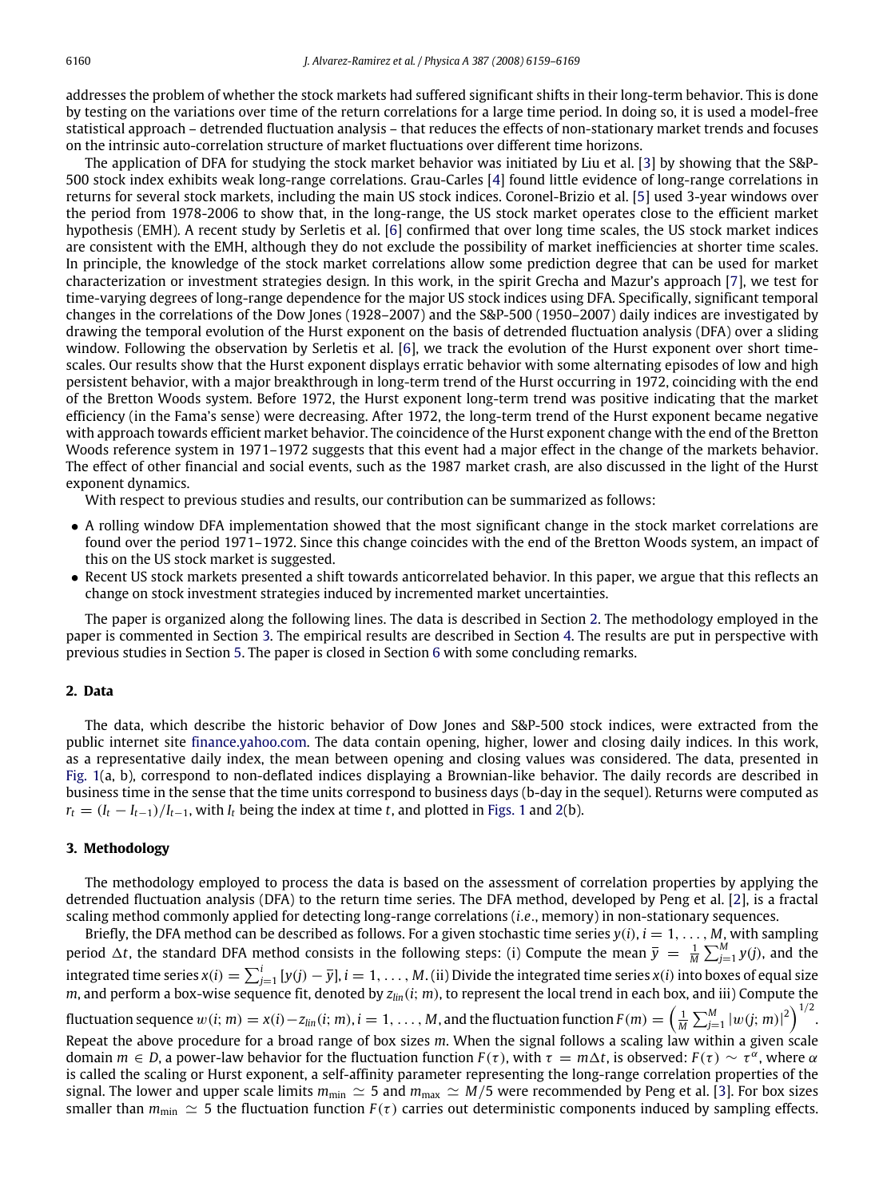addresses the problem of whether the stock markets had suffered significant shifts in their long-term behavior. This is done by testing on the variations over time of the return correlations for a large time period. In doing so, it is used a model-free statistical approach – detrended fluctuation analysis – that reduces the effects of non-stationary market trends and focuses on the intrinsic auto-correlation structure of market fluctuations over different time horizons.

The application of DFA for studying the stock market behavior was initiated by Liu et al. [3] by showing that the S&P-500 stock index exhibits weak long-range correlations. Grau-Carles [4] found little evidence of long-range correlations in returns for several stock markets, including the main US stock indices. Coronel-Brizio et al. [5] used 3-year windows over the period from 1978-2006 to show that, in the long-range, the US stock market operates close to the efficient market hypothesis (EMH). A recent study by Serletis et al. [6] confirmed that over long time scales, the US stock market indices are consistent with the EMH, although they do not exclude the possibility of market inefficiencies at shorter time scales. In principle, the knowledge of the stock market correlations allow some prediction degree that can be used for market characterization or investment strategies design. In this work, in the spirit Grecha and Mazur's approach [7], we test for time-varying degrees of long-range dependence for the major US stock indices using DFA. Specifically, significant temporal changes in the correlations of the Dow Jones (1928–2007) and the S&P-500 (1950–2007) daily indices are investigated by drawing the temporal evolution of the Hurst exponent on the basis of detrended fluctuation analysis (DFA) over a sliding window. Following the observation by Serletis et al. [6], we track the evolution of the Hurst exponent over short time-scales. Our results show that the Hurst exponent displays erratic behavior with some alternating episodes of low and high persistent behavior, with a major breakthrough in long-term trend of the Hurst occurring in 1972, coinciding with the end of the Bretton Woods system. Before 1972, the Hurst exponent long-term trend was positive indicating that the market efficiency (in the Fama's sense) were decreasing. After 1972, the long-term trend of the Hurst exponent became negative with approach towards efficient market behavior. The coincidence of the Hurst exponent change with the end of the Bretton Woods reference system in 1971–1972 suggests that this event had a major effect in the change of the markets behavior. The effect of other financial and social events, such as the 1987 market crash, are also discussed in the light of the Hurst exponent dynamics.

With respect to previous studies and results, our contribution can be summarized as follows:

- A rolling window DFA implementation showed that the most significant change in the stock market correlations are found over the period 1971–1972. Since this change coincides with the end of the Bretton Woods system, an impact of this on the US stock market is suggested.
- Recent US stock markets presented a shift towards anticorrelated behavior. In this paper, we argue that this reflects an change on stock investment strategies induced by incremented market uncertainties.

The paper is organized along the following lines. The data is described in Section 2. The methodology employed in the paper is commented in Section 3. The empirical results are described in Section 4. The results are put in perspective with previous studies in Section 5. The paper is closed in Section 6 with some concluding remarks.

## 2. Data

The data, which describe the historic behavior of Dow Jones and S&P-500 stock indices, were extracted from the public internet site finance.yahoo.com. The data contain opening, higher, lower and closing daily indices. In this work, as a representative daily index, the mean between opening and closing values was considered. The data, presented in Fig. 1(a, b), correspond to non-deflated indices displaying a Brownian-like behavior. The daily records are described in business time in the sense that the time units correspond to business days (b-day in the sequel). Returns were computed as $r_t = (I_t - I_{t-1})/I_{t-1}$, with $I_t$ being the index at time $t$, and plotted in Figs. 1 and 2(b).

## 3. Methodology

The methodology employed to process the data is based on the assessment of correlation properties by applying the detrended fluctuation analysis (DFA) to the return time series. The DFA method, developed by Peng et al. [2], is a fractal scaling method commonly applied for detecting long-range correlations (*i.e.*, memory) in non-stationary sequences.

Briefly, the DFA method can be described as follows. For a given stochastic time series $y(i)$, $i = 1, \ldots, M$, with sampling period $\Delta t$, the standard DFA method consists in the following steps: (i) Compute the mean $\bar{y} = \frac{1}{M}\sum_{j=1}^{M} y(j)$, and the integrated time series $x(i) = \sum_{j=1}^{i} [y(j) - \bar{y}]$, $i = 1, \ldots, M$. (ii) Divide the integrated time series $x(i)$ into boxes of equal size $m$, and perform a box-wise sequence fit, denoted by $z_{lin}(i; m)$, to represent the local trend in each box, and iii) Compute the fluctuation sequence $w(i; m) = x(i) - z_{lin}(i; m)$, $i = 1, \ldots, M$, and the fluctuation function $F(m) = \left(\frac{1}{M}\sum_{j=1}^{M} |w(j; m)|^2\right)^{1/2}$. Repeat the above procedure for a broad range of box sizes $m$. When the signal follows a scaling law within a given scale domain $m \in D$, a power-law behavior for the fluctuation function $F(\tau)$, with $\tau = m\Delta t$, is observed: $F(\tau) \sim \tau^{\alpha}$, where $\alpha$ is called the scaling or Hurst exponent, a self-affinity parameter representing the long-range correlation properties of the signal. The lower and upper scale limits $m_{\min} \simeq 5$ and $m_{\max} \simeq M/5$ were recommended by Peng et al. [3]. For box sizes smaller than $m_{\min} \simeq 5$ the fluctuation function $F(\tau)$ carries out deterministic components induced by sampling effects.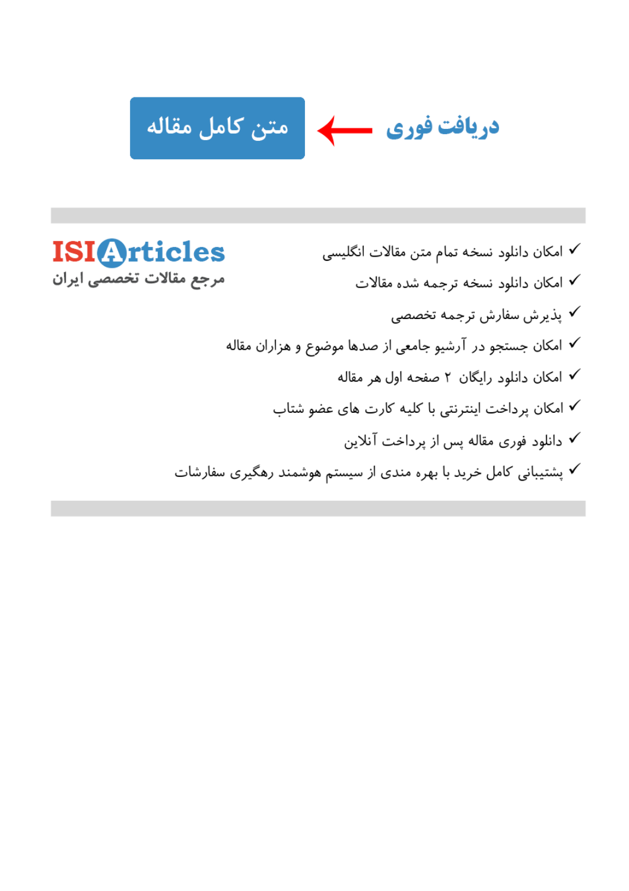دریافت فوری ← متن کامل مقاله

**ISIArticles**
مرجع مقالات تخصصی ایران

- ✓ امکان دانلود نسخه تمام متن مقالات انگلیسی
- ✓ امکان دانلود نسخه ترجمه شده مقالات
- ✓ پذیرش سفارش ترجمه تخصصی
- ✓ امکان جستجو در آرشیو جامعی از صدها موضوع و هزاران مقاله
- ✓ امکان دانلود رایگان ۲ صفحه اول هر مقاله
- ✓ امکان پرداخت اینترنتی با کلیه کارت های عضو شتاب
- ✓ دانلود فوری مقاله پس از پرداخت آنلاین
- ✓ پشتیبانی کامل خرید با بهره مندی از سیستم هوشمند رهگیری سفارشات